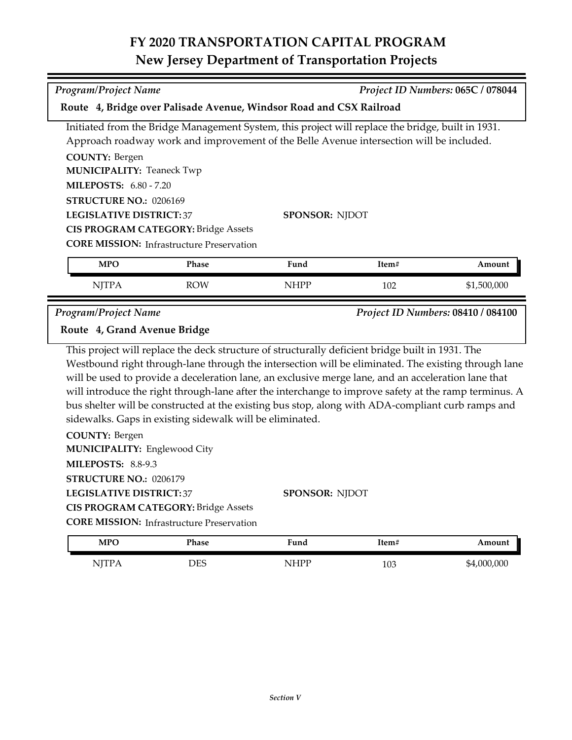# FY 2020 TRANSPORTATION CAPITAL PROGRAM
## New Jersey Department of Transportation Projects

*Program/Project Name* — *Project ID Numbers:* **065C / 078044**

**Route 4, Bridge over Palisade Avenue, Windsor Road and CSX Railroad**

Initiated from the Bridge Management System, this project will replace the bridge, built in 1931. Approach roadway work and improvement of the Belle Avenue intersection will be included.

**COUNTY:** Bergen
**MUNICIPALITY:** Teaneck Twp
**MILEPOSTS:** 6.80 - 7.20
**STRUCTURE NO.:** 0206169
**LEGISLATIVE DISTRICT:** 37
**SPONSOR:** NJDOT
**CIS PROGRAM CATEGORY:** Bridge Assets
**CORE MISSION:** Infrastructure Preservation

| MPO | Phase | Fund | Item# | Amount |
|---|---|---|---|---|
| NJTPA | ROW | NHPP | 102 | $1,500,000 |

*Program/Project Name* — *Project ID Numbers:* **08410 / 084100**

**Route 4, Grand Avenue Bridge**

This project will replace the deck structure of structurally deficient bridge built in 1931. The Westbound right through-lane through the intersection will be eliminated. The existing through lane will be used to provide a deceleration lane, an exclusive merge lane, and an acceleration lane that will introduce the right through-lane after the interchange to improve safety at the ramp terminus. A bus shelter will be constructed at the existing bus stop, along with ADA-compliant curb ramps and sidewalks. Gaps in existing sidewalk will be eliminated.

**COUNTY:** Bergen
**MUNICIPALITY:** Englewood City
**MILEPOSTS:** 8.8-9.3
**STRUCTURE NO.:** 0206179
**LEGISLATIVE DISTRICT:** 37
**SPONSOR:** NJDOT
**CIS PROGRAM CATEGORY:** Bridge Assets
**CORE MISSION:** Infrastructure Preservation

| MPO | Phase | Fund | Item# | Amount |
|---|---|---|---|---|
| NJTPA | DES | NHPP | 103 | $4,000,000 |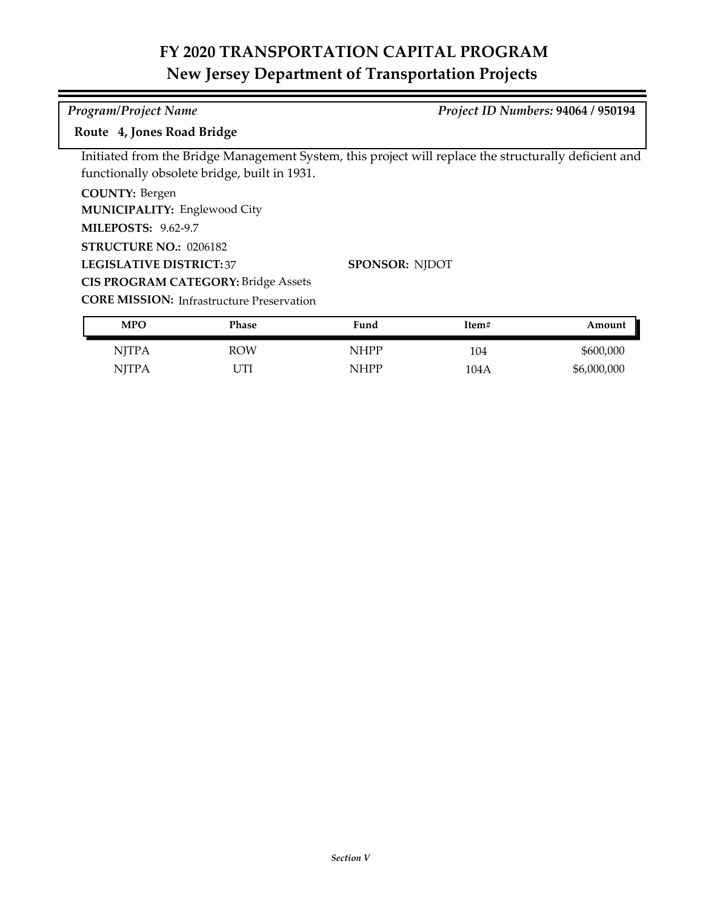# FY 2020 TRANSPORTATION CAPITAL PROGRAM
## New Jersey Department of Transportation Projects

*Program/Project Name* *Project ID Numbers:* **94064 / 950194**

**Route 4, Jones Road Bridge**

Initiated from the Bridge Management System, this project will replace the structurally deficient and functionally obsolete bridge, built in 1931.

**COUNTY:** Bergen
**MUNICIPALITY:** Englewood City
**MILEPOSTS:** 9.62-9.7
**STRUCTURE NO.:** 0206182
**LEGISLATIVE DISTRICT:** 37
**SPONSOR:** NJDOT
**CIS PROGRAM CATEGORY:** Bridge Assets
**CORE MISSION:** Infrastructure Preservation

| MPO | Phase | Fund | Item# | Amount |
|---|---|---|---|---|
| NJTPA | ROW | NHPP | 104 | $600,000 |
| NJTPA | UTI | NHPP | 104A | $6,000,000 |